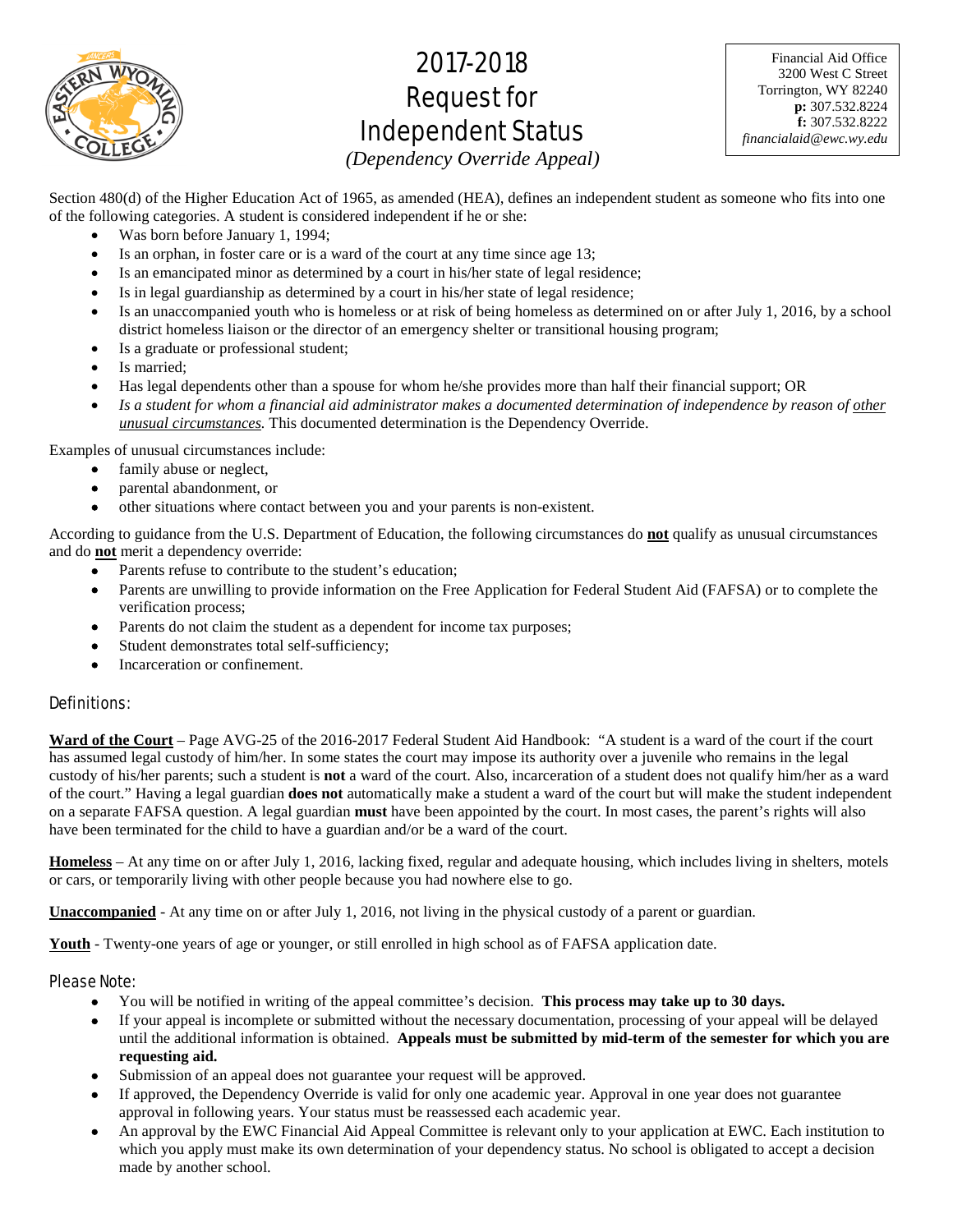# 2017-2018 Request for Independent Status

*(Dependency Override Appeal)*

Financial Aid Office
3200 West C Street
Torrington, WY 82240
**p:** 307.532.8224
**f:** 307.532.8222
*financialaid@ewc.wy.edu*

Section 480(d) of the Higher Education Act of 1965, as amended (HEA), defines an independent student as someone who fits into one of the following categories. A student is considered independent if he or she:

- Was born before January 1, 1994;
- Is an orphan, in foster care or is a ward of the court at any time since age 13;
- Is an emancipated minor as determined by a court in his/her state of legal residence;
- Is in legal guardianship as determined by a court in his/her state of legal residence;
- Is an unaccompanied youth who is homeless or at risk of being homeless as determined on or after July 1, 2016, by a school district homeless liaison or the director of an emergency shelter or transitional housing program;
- Is a graduate or professional student;
- Is married;
- Has legal dependents other than a spouse for whom he/she provides more than half their financial support; OR
- *Is a student for whom a financial aid administrator makes a documented determination of independence by reason of* <u>*other unusual circumstances*</u>*.* This documented determination is the Dependency Override.

Examples of unusual circumstances include:

- family abuse or neglect,
- parental abandonment, or
- other situations where contact between you and your parents is non-existent.

According to guidance from the U.S. Department of Education, the following circumstances do **<u>not</u>** qualify as unusual circumstances and do **<u>not</u>** merit a dependency override:

- Parents refuse to contribute to the student's education;
- Parents are unwilling to provide information on the Free Application for Federal Student Aid (FAFSA) or to complete the verification process;
- Parents do not claim the student as a dependent for income tax purposes;
- Student demonstrates total self-sufficiency;
- Incarceration or confinement.

## Definitions:

**<u>Ward of the Court</u>** – Page AVG-25 of the 2016-2017 Federal Student Aid Handbook: "A student is a ward of the court if the court has assumed legal custody of him/her. In some states the court may impose its authority over a juvenile who remains in the legal custody of his/her parents; such a student is **not** a ward of the court. Also, incarceration of a student does not qualify him/her as a ward of the court." Having a legal guardian **does not** automatically make a student a ward of the court but will make the student independent on a separate FAFSA question. A legal guardian **must** have been appointed by the court. In most cases, the parent's rights will also have been terminated for the child to have a guardian and/or be a ward of the court.

**<u>Homeless</u>** – At any time on or after July 1, 2016, lacking fixed, regular and adequate housing, which includes living in shelters, motels or cars, or temporarily living with other people because you had nowhere else to go.

**<u>Unaccompanied</u>** - At any time on or after July 1, 2016, not living in the physical custody of a parent or guardian.

**<u>Youth</u>** - Twenty-one years of age or younger, or still enrolled in high school as of FAFSA application date.

## Please Note:

- You will be notified in writing of the appeal committee's decision. **This process may take up to 30 days.**
- If your appeal is incomplete or submitted without the necessary documentation, processing of your appeal will be delayed until the additional information is obtained. **Appeals must be submitted by mid-term of the semester for which you are requesting aid.**
- Submission of an appeal does not guarantee your request will be approved.
- If approved, the Dependency Override is valid for only one academic year. Approval in one year does not guarantee approval in following years. Your status must be reassessed each academic year.
- An approval by the EWC Financial Aid Appeal Committee is relevant only to your application at EWC. Each institution to which you apply must make its own determination of your dependency status. No school is obligated to accept a decision made by another school.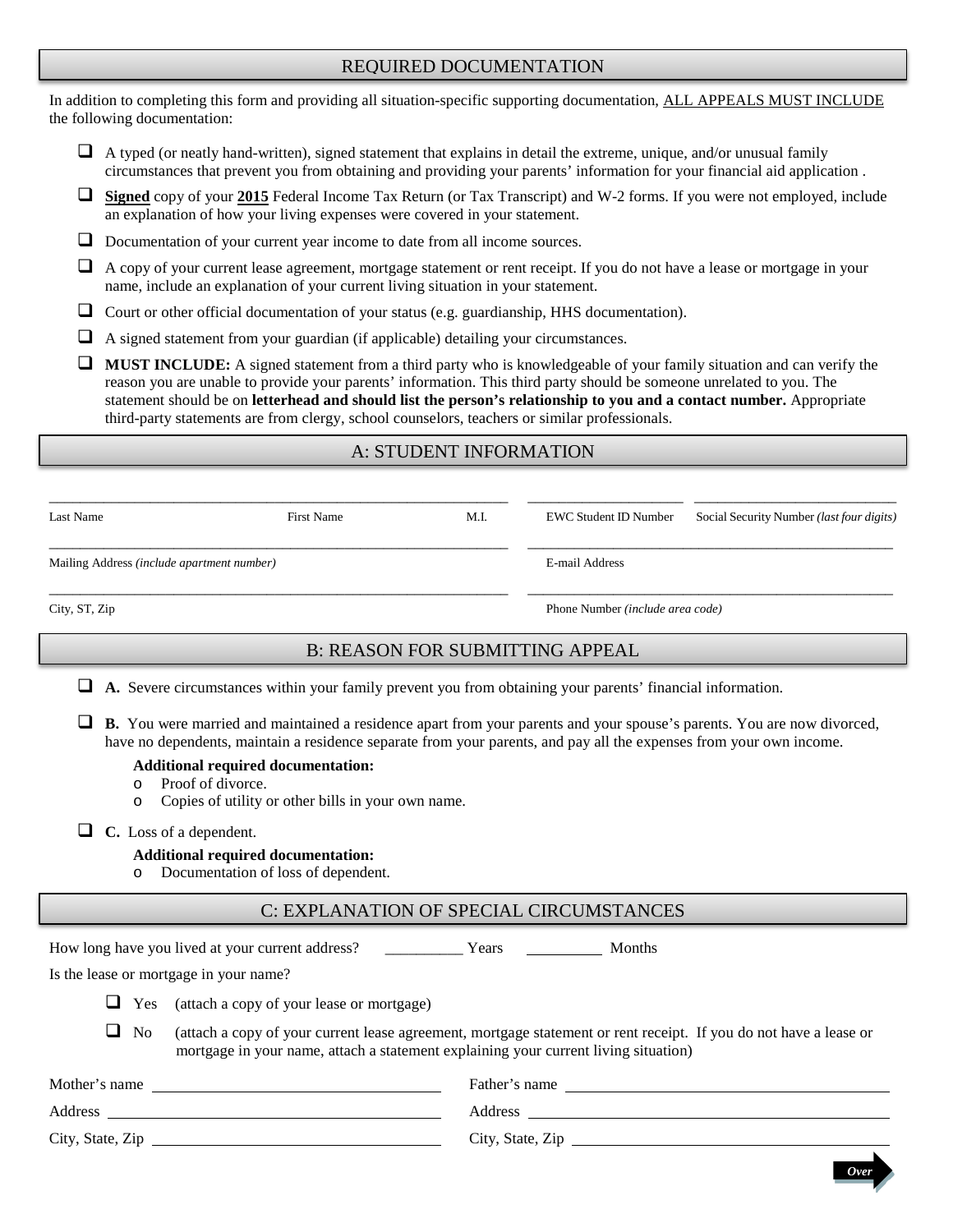## REQUIRED DOCUMENTATION

In addition to completing this form and providing all situation-specific supporting documentation, ALL APPEALS MUST INCLUDE the following documentation:

- ☐ A typed (or neatly hand-written), signed statement that explains in detail the extreme, unique, and/or unusual family circumstances that prevent you from obtaining and providing your parents' information for your financial aid application .
- ☐ **Signed** copy of your **2015** Federal Income Tax Return (or Tax Transcript) and W-2 forms. If you were not employed, include an explanation of how your living expenses were covered in your statement.
- ☐ Documentation of your current year income to date from all income sources.
- ☐ A copy of your current lease agreement, mortgage statement or rent receipt. If you do not have a lease or mortgage in your name, include an explanation of your current living situation in your statement.
- ☐ Court or other official documentation of your status (e.g. guardianship, HHS documentation).
- ☐ A signed statement from your guardian (if applicable) detailing your circumstances.
- ☐ **MUST INCLUDE:** A signed statement from a third party who is knowledgeable of your family situation and can verify the reason you are unable to provide your parents' information. This third party should be someone unrelated to you. The statement should be on **letterhead and should list the person's relationship to you and a contact number.** Appropriate third-party statements are from clergy, school counselors, teachers or similar professionals.

## A: STUDENT INFORMATION

______________________________________ ____________ ____________ ____________

Last Name | First Name | M.I. | EWC Student ID Number | Social Security Number *(last four digits)*

______________________________________ ______________________________________

Mailing Address *(include apartment number)* | E-mail Address

______________________________________ ______________________________________

City, ST, Zip | Phone Number *(include area code)*

## B: REASON FOR SUBMITTING APPEAL

- ☐ **A.** Severe circumstances within your family prevent you from obtaining your parents' financial information.
- ☐ **B.** You were married and maintained a residence apart from your parents and your spouse's parents. You are now divorced, have no dependents, maintain a residence separate from your parents, and pay all the expenses from your own income.

  **Additional required documentation:**
  - Proof of divorce.
  - Copies of utility or other bills in your own name.

- ☐ **C.** Loss of a dependent.

  **Additional required documentation:**
  - Documentation of loss of dependent.

## C: EXPLANATION OF SPECIAL CIRCUMSTANCES

How long have you lived at your current address? __________ Years __________ Months

Is the lease or mortgage in your name?

- ☐ Yes (attach a copy of your lease or mortgage)
- ☐ No (attach a copy of your current lease agreement, mortgage statement or rent receipt. If you do not have a lease or mortgage in your name, attach a statement explaining your current living situation)

Mother's name ______________________

Address ______________________

City, State, Zip ______________________

Father's name ______________________

Address ______________________

City, State, Zip ______________________

*Over*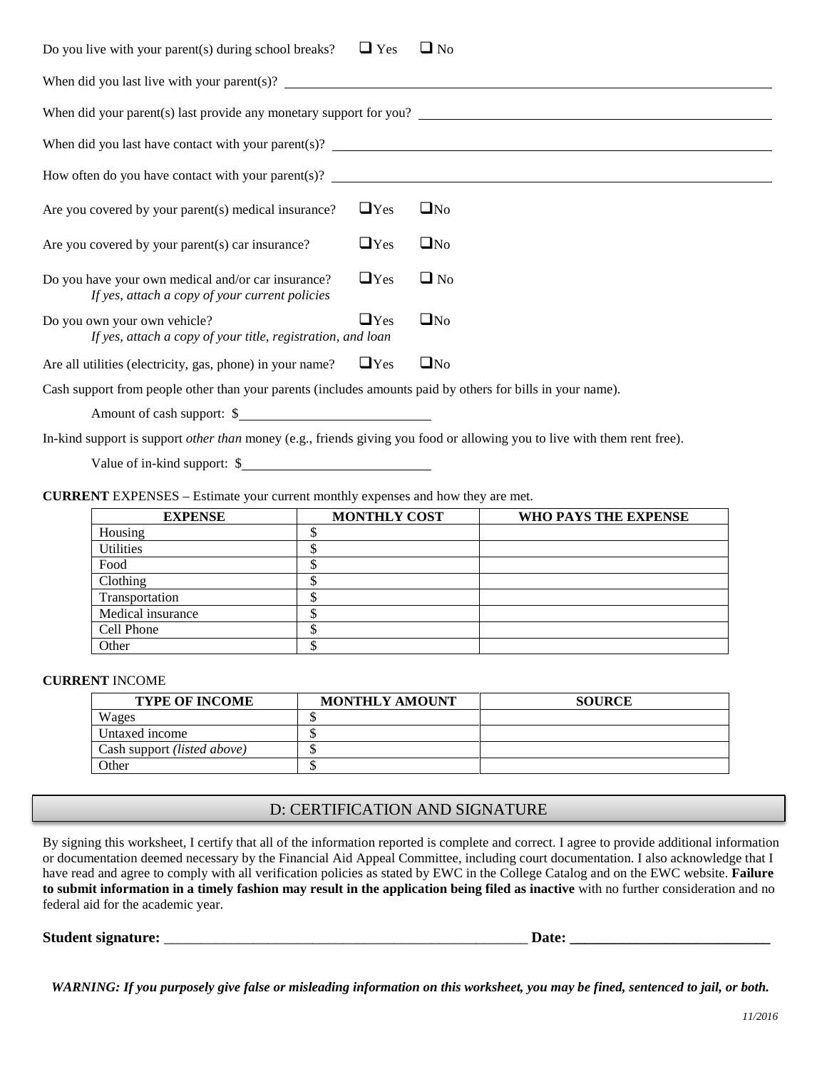Do you live with your parent(s) during school breaks? ☐ Yes ☐ No

When did you last live with your parent(s)? ______________________________

When did your parent(s) last provide any monetary support for you? ______________________________

When did you last have contact with your parent(s)? ______________________________

How often do you have contact with your parent(s)? ______________________________

Are you covered by your parent(s) medical insurance? ☐Yes ☐No

Are you covered by your parent(s) car insurance? ☐Yes ☐No

Do you have your own medical and/or car insurance? ☐Yes ☐ No
*If yes, attach a copy of your current policies*

Do you own your own vehicle? ☐Yes ☐No
*If yes, attach a copy of your title, registration, and loan*

Are all utilities (electricity, gas, phone) in your name? ☐Yes ☐No

Cash support from people other than your parents (includes amounts paid by others for bills in your name).

Amount of cash support: $______________________

In-kind support is support *other than* money (e.g., friends giving you food or allowing you to live with them rent free).

Value of in-kind support: $______________________

**CURRENT** EXPENSES – Estimate your current monthly expenses and how they are met.

| EXPENSE | MONTHLY COST | WHO PAYS THE EXPENSE |
|---|---|---|
| Housing | $ | |
| Utilities | $ | |
| Food | $ | |
| Clothing | $ | |
| Transportation | $ | |
| Medical insurance | $ | |
| Cell Phone | $ | |
| Other | $ | |

**CURRENT** INCOME

| TYPE OF INCOME | MONTHLY AMOUNT | SOURCE |
|---|---|---|
| Wages | $ | |
| Untaxed income | $ | |
| Cash support *(listed above)* | $ | |
| Other | $ | |

## D: CERTIFICATION AND SIGNATURE

By signing this worksheet, I certify that all of the information reported is complete and correct. I agree to provide additional information or documentation deemed necessary by the Financial Aid Appeal Committee, including court documentation. I also acknowledge that I have read and agree to comply with all verification policies as stated by EWC in the College Catalog and on the EWC website. **Failure to submit information in a timely fashion may result in the application being filed as inactive** with no further consideration and no federal aid for the academic year.

**Student signature:** ______________________________ **Date:** ______________________

***WARNING: If you purposely give false or misleading information on this worksheet, you may be fined, sentenced to jail, or both.***

*11/2016*